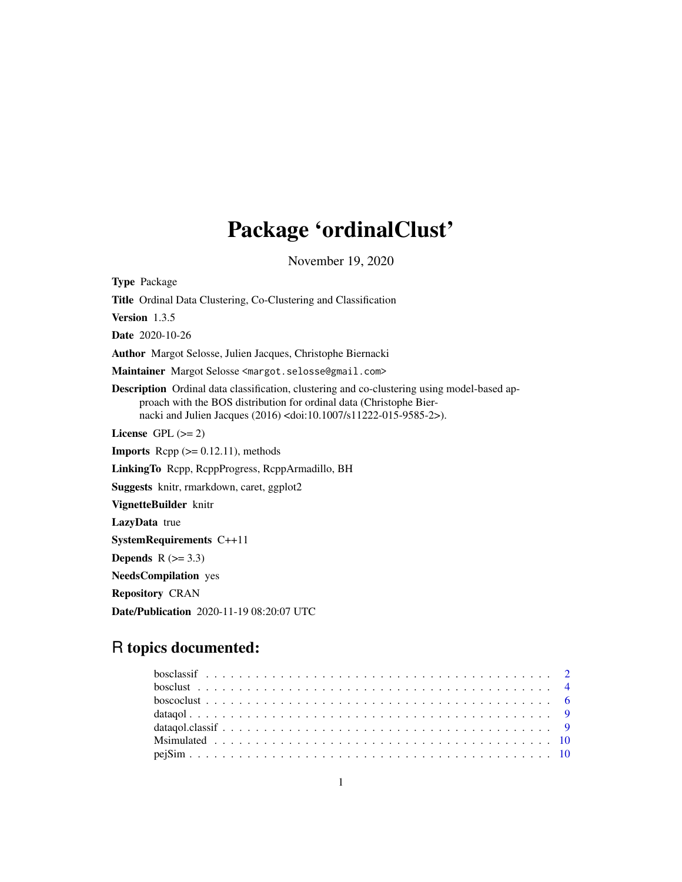# Package 'ordinalClust'

November 19, 2020

**Type** Package

**Title** Ordinal Data Clustering, Co-Clustering and Classification

**Version** 1.3.5

**Date** 2020-10-26

**Author** Margot Selosse, Julien Jacques, Christophe Biernacki

**Maintainer** Margot Selosse <margot.selosse@gmail.com>

**Description** Ordinal data classification, clustering and co-clustering using model-based approach with the BOS distribution for ordinal data (Christophe Biernacki and Julien Jacques (2016) <doi:10.1007/s11222-015-9585-2>).

**License** GPL (>= 2)

**Imports** Rcpp (>= 0.12.11), methods

**LinkingTo** Rcpp, RcppProgress, RcppArmadillo, BH

**Suggests** knitr, rmarkdown, caret, ggplot2

**VignetteBuilder** knitr

**LazyData** true

**SystemRequirements** C++11

**Depends** R (>= 3.3)

**NeedsCompilation** yes

**Repository** CRAN

**Date/Publication** 2020-11-19 08:20:07 UTC

## R topics documented:

| | |
|---|---|
| bosclassif | 2 |
| bosclust | 4 |
| boscoclust | 6 |
| dataqol | 9 |
| dataqol.classif | 9 |
| Msimulated | 10 |
| pejSim | 10 |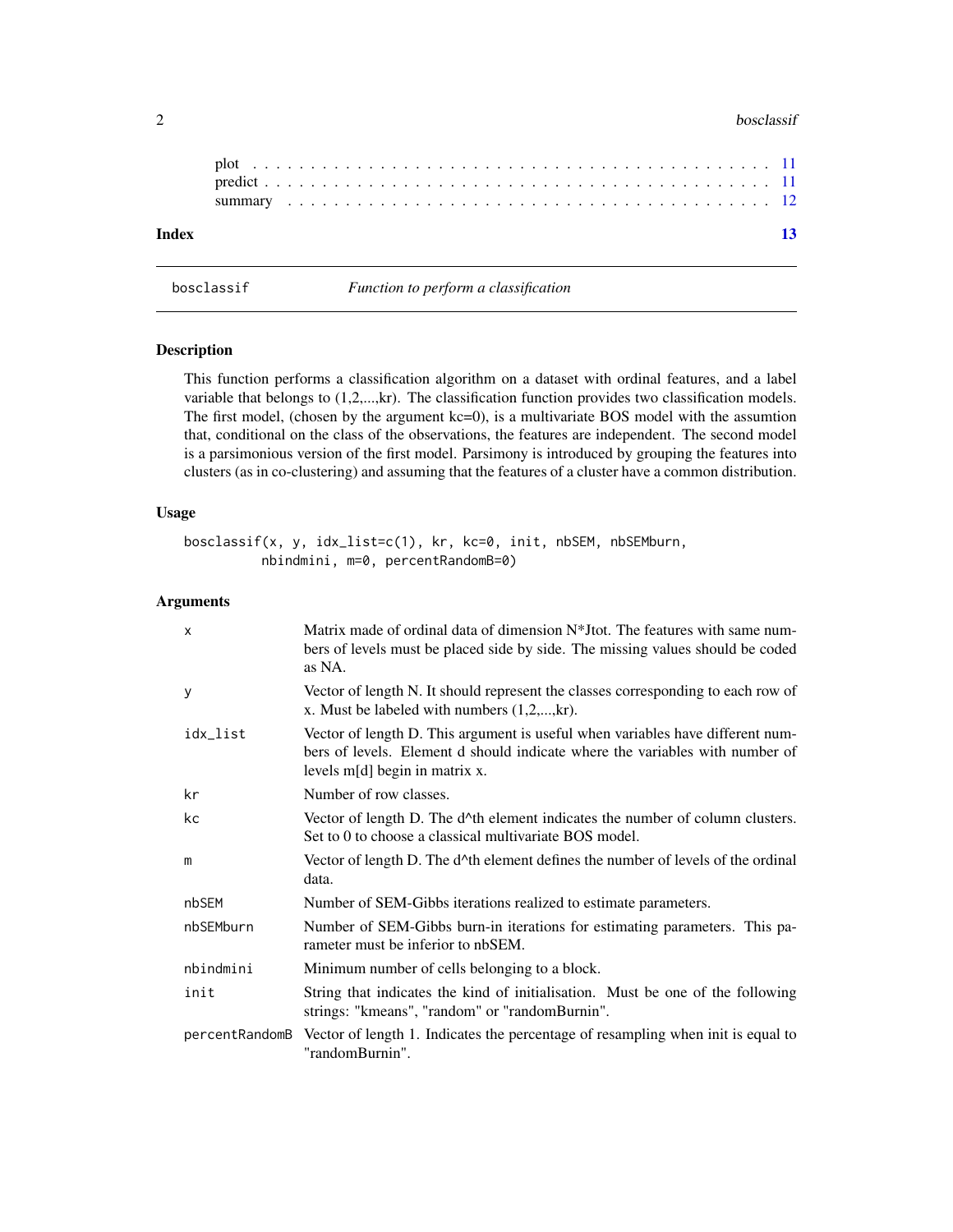plot . . . . . . . . . . . . . . . . . . . . . . . . . . . . . . . . . . . . . . . . . . . 11
predict . . . . . . . . . . . . . . . . . . . . . . . . . . . . . . . . . . . . . . . . . . 11
summary . . . . . . . . . . . . . . . . . . . . . . . . . . . . . . . . . . . . . . . . . . 12

**Index** **13**

---

## bosclassif — *Function to perform a classification*

### Description

This function performs a classification algorithm on a dataset with ordinal features, and a label variable that belongs to (1,2,...,kr). The classification function provides two classification models. The first model, (chosen by the argument kc=0), is a multivariate BOS model with the assumtion that, conditional on the class of the observations, the features are independent. The second model is a parsimonious version of the first model. Parsimony is introduced by grouping the features into clusters (as in co-clustering) and assuming that the features of a cluster have a common distribution.

### Usage

```
bosclassif(x, y, idx_list=c(1), kr, kc=0, init, nbSEM, nbSEMburn,
          nbindmini, m=0, percentRandomB=0)
```

### Arguments

| Argument | Description |
|---|---|
| `x` | Matrix made of ordinal data of dimension N*Jtot. The features with same numbers of levels must be placed side by side. The missing values should be coded as NA. |
| `y` | Vector of length N. It should represent the classes corresponding to each row of x. Must be labeled with numbers (1,2,...,kr). |
| `idx_list` | Vector of length D. This argument is useful when variables have different numbers of levels. Element d should indicate where the variables with number of levels m[d] begin in matrix x. |
| `kr` | Number of row classes. |
| `kc` | Vector of length D. The d^th element indicates the number of column clusters. Set to 0 to choose a classical multivariate BOS model. |
| `m` | Vector of length D. The d^th element defines the number of levels of the ordinal data. |
| `nbSEM` | Number of SEM-Gibbs iterations realized to estimate parameters. |
| `nbSEMburn` | Number of SEM-Gibbs burn-in iterations for estimating parameters. This parameter must be inferior to nbSEM. |
| `nbindmini` | Minimum number of cells belonging to a block. |
| `init` | String that indicates the kind of initialisation. Must be one of the following strings: "kmeans", "random" or "randomBurnin". |
| `percentRandomB` | Vector of length 1. Indicates the percentage of resampling when init is equal to "randomBurnin". |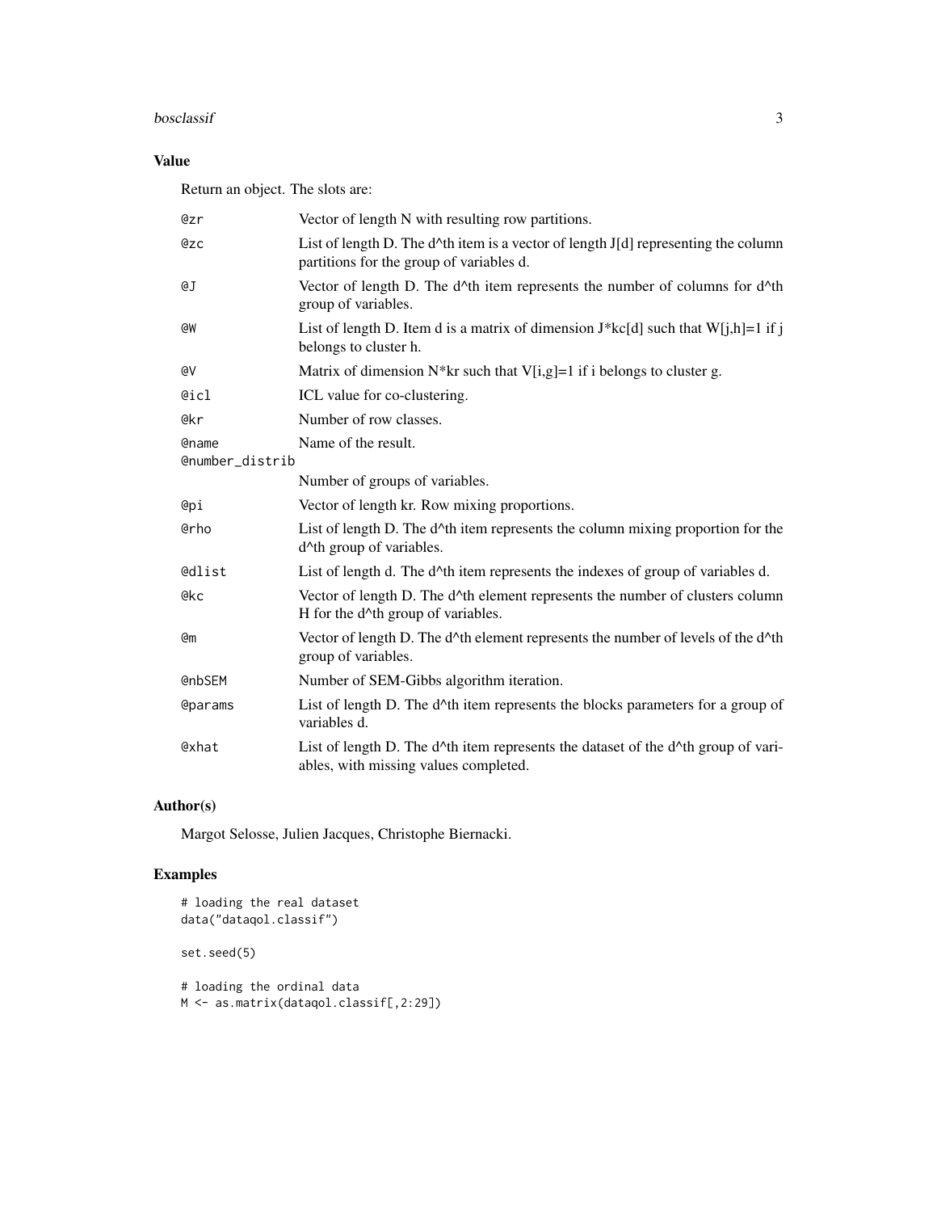## Value

Return an object. The slots are:

| | |
|---|---|
| @zr | Vector of length N with resulting row partitions. |
| @zc | List of length D. The d^th item is a vector of length J[d] representing the column partitions for the group of variables d. |
| @J | Vector of length D. The d^th item represents the number of columns for d^th group of variables. |
| @W | List of length D. Item d is a matrix of dimension J*kc[d] such that W[j,h]=1 if j belongs to cluster h. |
| @V | Matrix of dimension N*kr such that V[i,g]=1 if i belongs to cluster g. |
| @icl | ICL value for co-clustering. |
| @kr | Number of row classes. |
| @name | Name of the result. |
| @number_distrib | Number of groups of variables. |
| @pi | Vector of length kr. Row mixing proportions. |
| @rho | List of length D. The d^th item represents the column mixing proportion for the d^th group of variables. |
| @dlist | List of length d. The d^th item represents the indexes of group of variables d. |
| @kc | Vector of length D. The d^th element represents the number of clusters column H for the d^th group of variables. |
| @m | Vector of length D. The d^th element represents the number of levels of the d^th group of variables. |
| @nbSEM | Number of SEM-Gibbs algorithm iteration. |
| @params | List of length D. The d^th item represents the blocks parameters for a group of variables d. |
| @xhat | List of length D. The d^th item represents the dataset of the d^th group of variables, with missing values completed. |

## Author(s)

Margot Selosse, Julien Jacques, Christophe Biernacki.

## Examples

```
# loading the real dataset
data("dataqol.classif")

set.seed(5)

# loading the ordinal data
M <- as.matrix(dataqol.classif[,2:29])
```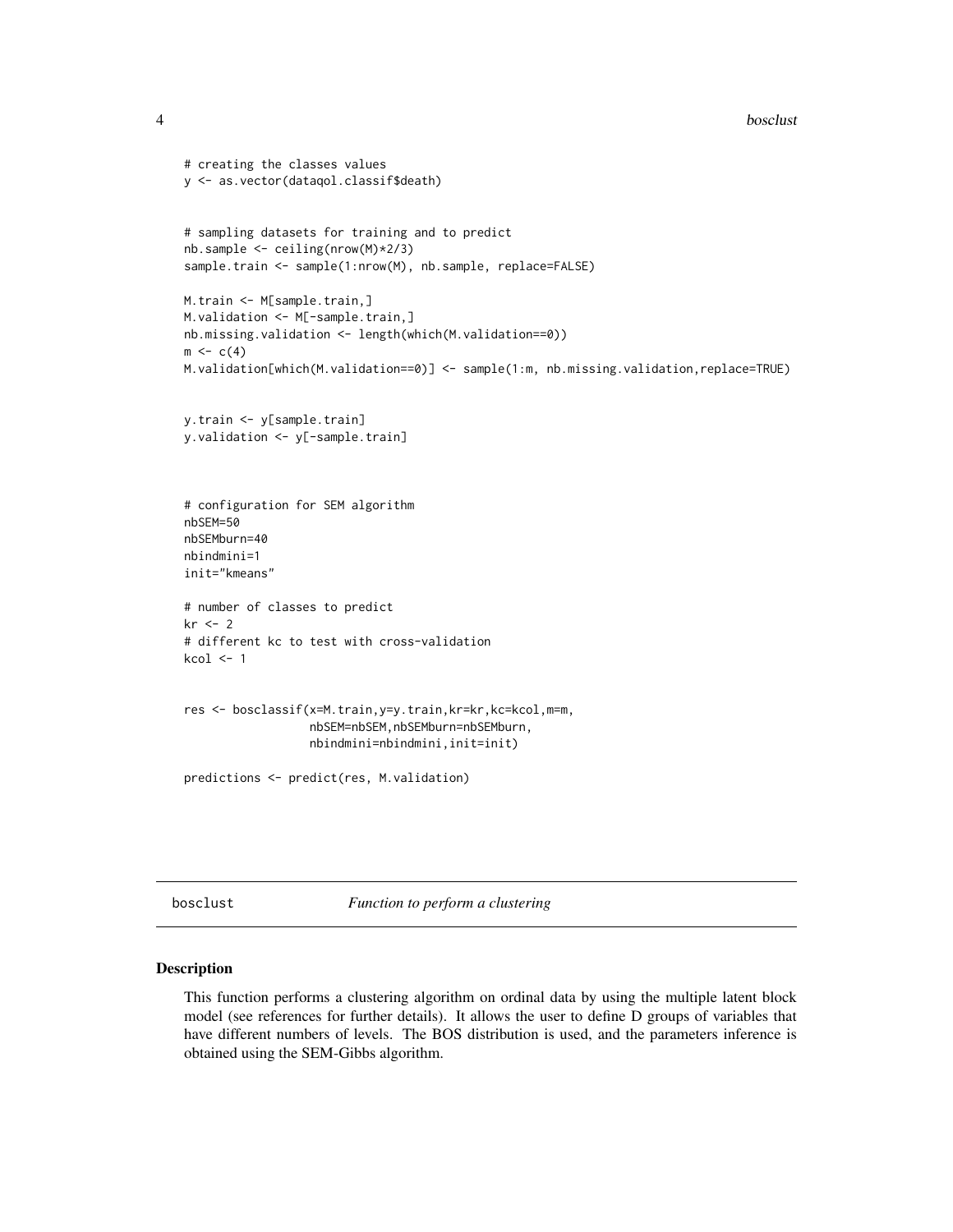```
# creating the classes values
y <- as.vector(dataqol.classif$death)


# sampling datasets for training and to predict
nb.sample <- ceiling(nrow(M)*2/3)
sample.train <- sample(1:nrow(M), nb.sample, replace=FALSE)

M.train <- M[sample.train,]
M.validation <- M[-sample.train,]
nb.missing.validation <- length(which(M.validation==0))
m <- c(4)
M.validation[which(M.validation==0)] <- sample(1:m, nb.missing.validation,replace=TRUE)


y.train <- y[sample.train]
y.validation <- y[-sample.train]



# configuration for SEM algorithm
nbSEM=50
nbSEMburn=40
nbindmini=1
init="kmeans"

# number of classes to predict
kr <- 2
# different kc to test with cross-validation
kcol <- 1


res <- bosclassif(x=M.train,y=y.train,kr=kr,kc=kcol,m=m,
                  nbSEM=nbSEM,nbSEMburn=nbSEMburn,
                  nbindmini=nbindmini,init=init)

predictions <- predict(res, M.validation)
```

---

## bosclust — *Function to perform a clustering*

---

### Description

This function performs a clustering algorithm on ordinal data by using the multiple latent block model (see references for further details). It allows the user to define D groups of variables that have different numbers of levels. The BOS distribution is used, and the parameters inference is obtained using the SEM-Gibbs algorithm.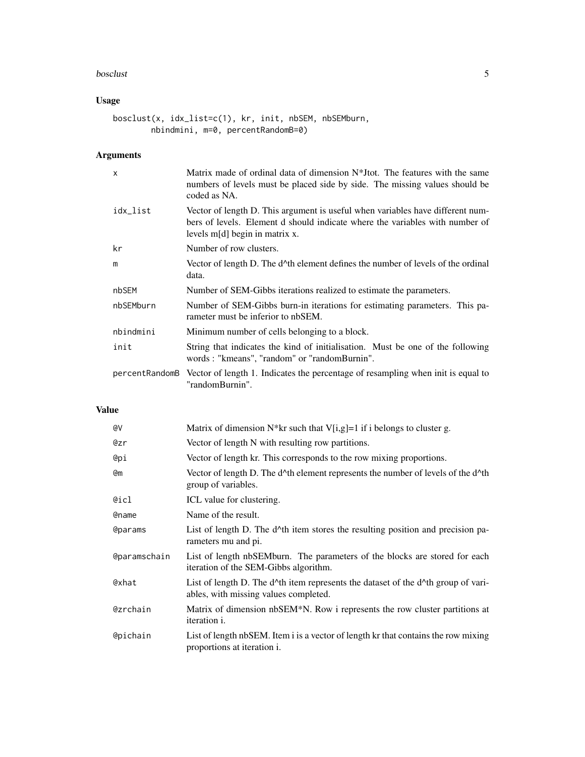## Usage

```
bosclust(x, idx_list=c(1), kr, init, nbSEM, nbSEMburn,
        nbindmini, m=0, percentRandomB=0)
```

## Arguments

| | |
|---|---|
| x | Matrix made of ordinal data of dimension N*Jtot. The features with the same numbers of levels must be placed side by side. The missing values should be coded as NA. |
| idx_list | Vector of length D. This argument is useful when variables have different numbers of levels. Element d should indicate where the variables with number of levels m[d] begin in matrix x. |
| kr | Number of row clusters. |
| m | Vector of length D. The d^th element defines the number of levels of the ordinal data. |
| nbSEM | Number of SEM-Gibbs iterations realized to estimate the parameters. |
| nbSEMburn | Number of SEM-Gibbs burn-in iterations for estimating parameters. This parameter must be inferior to nbSEM. |
| nbindmini | Minimum number of cells belonging to a block. |
| init | String that indicates the kind of initialisation. Must be one of the following words : "kmeans", "random" or "randomBurnin". |
| percentRandomB | Vector of length 1. Indicates the percentage of resampling when init is equal to "randomBurnin". |

## Value

| | |
|---|---|
| @V | Matrix of dimension N*kr such that V[i,g]=1 if i belongs to cluster g. |
| @zr | Vector of length N with resulting row partitions. |
| @pi | Vector of length kr. This corresponds to the row mixing proportions. |
| @m | Vector of length D. The d^th element represents the number of levels of the d^th group of variables. |
| @icl | ICL value for clustering. |
| @name | Name of the result. |
| @params | List of length D. The d^th item stores the resulting position and precision parameters mu and pi. |
| @paramschain | List of length nbSEMburn. The parameters of the blocks are stored for each iteration of the SEM-Gibbs algorithm. |
| @xhat | List of length D. The d^th item represents the dataset of the d^th group of variables, with missing values completed. |
| @zrchain | Matrix of dimension nbSEM*N. Row i represents the row cluster partitions at iteration i. |
| @pichain | List of length nbSEM. Item i is a vector of length kr that contains the row mixing proportions at iteration i. |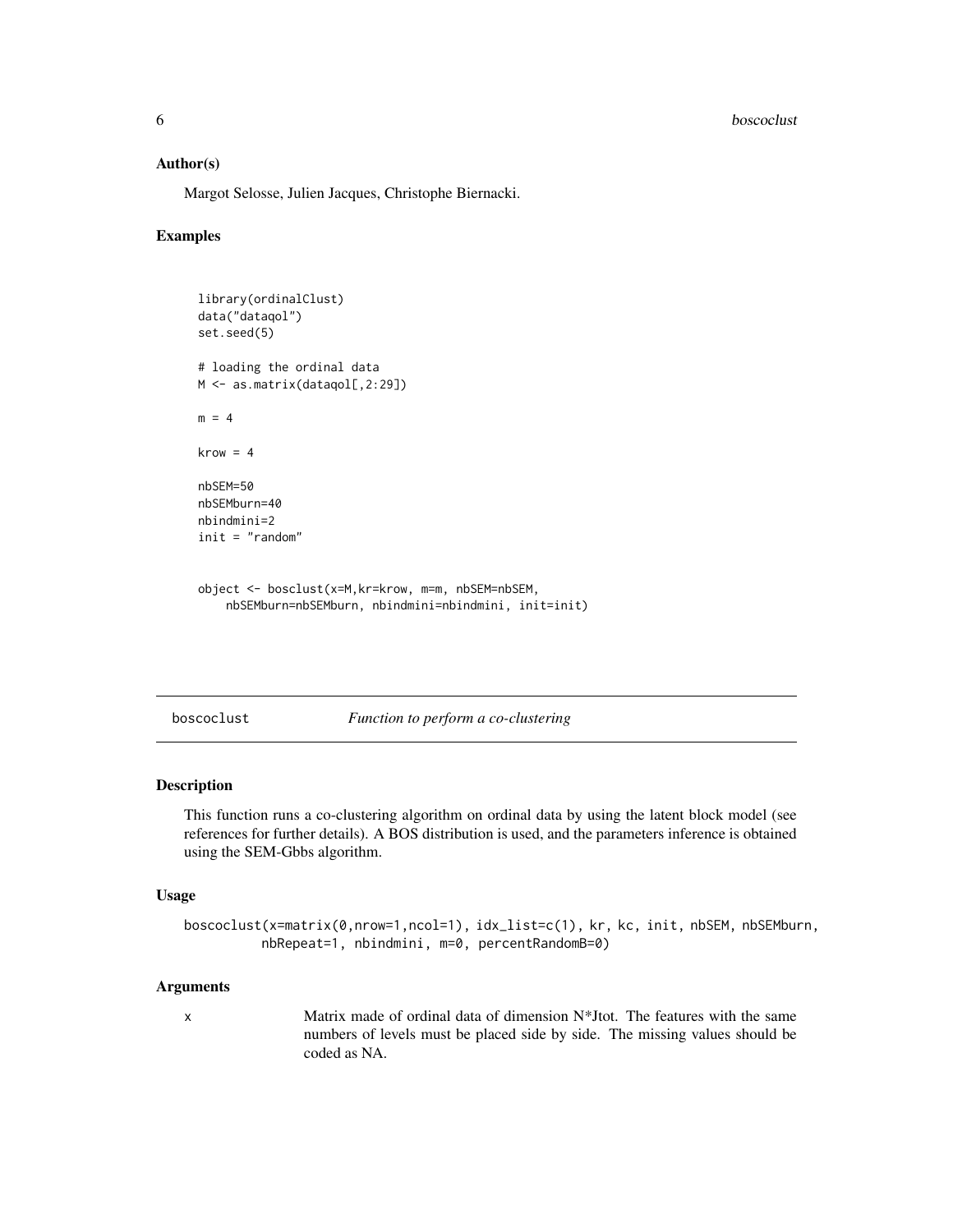## Author(s)

Margot Selosse, Julien Jacques, Christophe Biernacki.

## Examples

```
library(ordinalClust)
data("dataqol")
set.seed(5)

# loading the ordinal data
M <- as.matrix(dataqol[,2:29])

m = 4

krow = 4

nbSEM=50
nbSEMburn=40
nbindmini=2
init = "random"


object <- bosclust(x=M,kr=krow, m=m, nbSEM=nbSEM,
    nbSEMburn=nbSEMburn, nbindmini=nbindmini, init=init)
```

---

# boscoclust — *Function to perform a co-clustering*

## Description

This function runs a co-clustering algorithm on ordinal data by using the latent block model (see references for further details). A BOS distribution is used, and the parameters inference is obtained using the SEM-Gbbs algorithm.

## Usage

```
boscoclust(x=matrix(0,nrow=1,ncol=1), idx_list=c(1), kr, kc, init, nbSEM, nbSEMburn,
         nbRepeat=1, nbindmini, m=0, percentRandomB=0)
```

## Arguments

| | |
|---|---|
| `x` | Matrix made of ordinal data of dimension N*Jtot. The features with the same numbers of levels must be placed side by side. The missing values should be coded as NA. |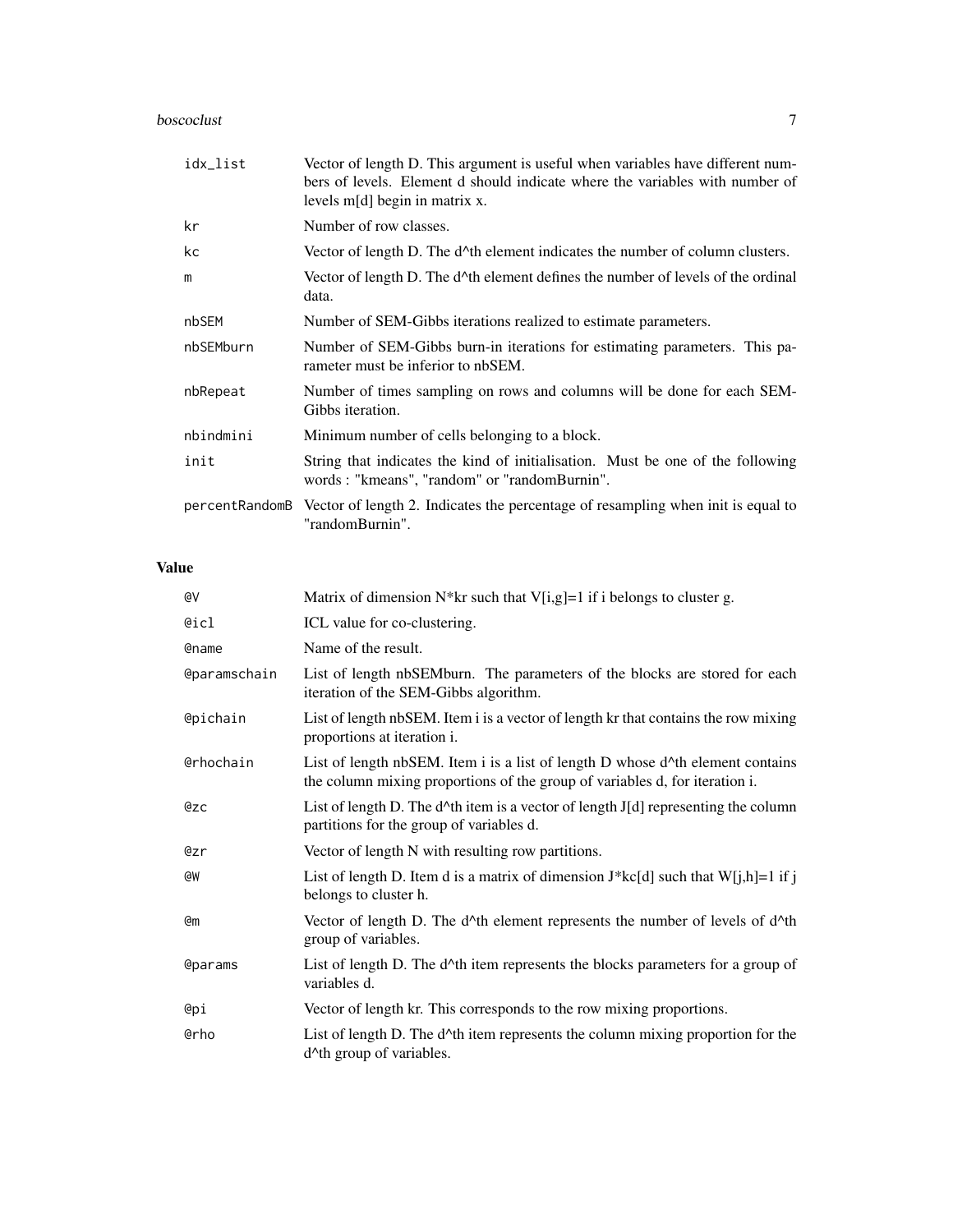| | |
|---|---|
| idx_list | Vector of length D. This argument is useful when variables have different numbers of levels. Element d should indicate where the variables with number of levels m[d] begin in matrix x. |
| kr | Number of row classes. |
| kc | Vector of length D. The d^th element indicates the number of column clusters. |
| m | Vector of length D. The d^th element defines the number of levels of the ordinal data. |
| nbSEM | Number of SEM-Gibbs iterations realized to estimate parameters. |
| nbSEMburn | Number of SEM-Gibbs burn-in iterations for estimating parameters. This parameter must be inferior to nbSEM. |
| nbRepeat | Number of times sampling on rows and columns will be done for each SEM-Gibbs iteration. |
| nbindmini | Minimum number of cells belonging to a block. |
| init | String that indicates the kind of initialisation. Must be one of the following words : "kmeans", "random" or "randomBurnin". |
| percentRandomB | Vector of length 2. Indicates the percentage of resampling when init is equal to "randomBurnin". |

## Value

| | |
|---|---|
| @V | Matrix of dimension N*kr such that V[i,g]=1 if i belongs to cluster g. |
| @icl | ICL value for co-clustering. |
| @name | Name of the result. |
| @paramschain | List of length nbSEMburn. The parameters of the blocks are stored for each iteration of the SEM-Gibbs algorithm. |
| @pichain | List of length nbSEM. Item i is a vector of length kr that contains the row mixing proportions at iteration i. |
| @rhochain | List of length nbSEM. Item i is a list of length D whose d^th element contains the column mixing proportions of the group of variables d, for iteration i. |
| @zc | List of length D. The d^th item is a vector of length J[d] representing the column partitions for the group of variables d. |
| @zr | Vector of length N with resulting row partitions. |
| @W | List of length D. Item d is a matrix of dimension J*kc[d] such that W[j,h]=1 if j belongs to cluster h. |
| @m | Vector of length D. The d^th element represents the number of levels of d^th group of variables. |
| @params | List of length D. The d^th item represents the blocks parameters for a group of variables d. |
| @pi | Vector of length kr. This corresponds to the row mixing proportions. |
| @rho | List of length D. The d^th item represents the column mixing proportion for the d^th group of variables. |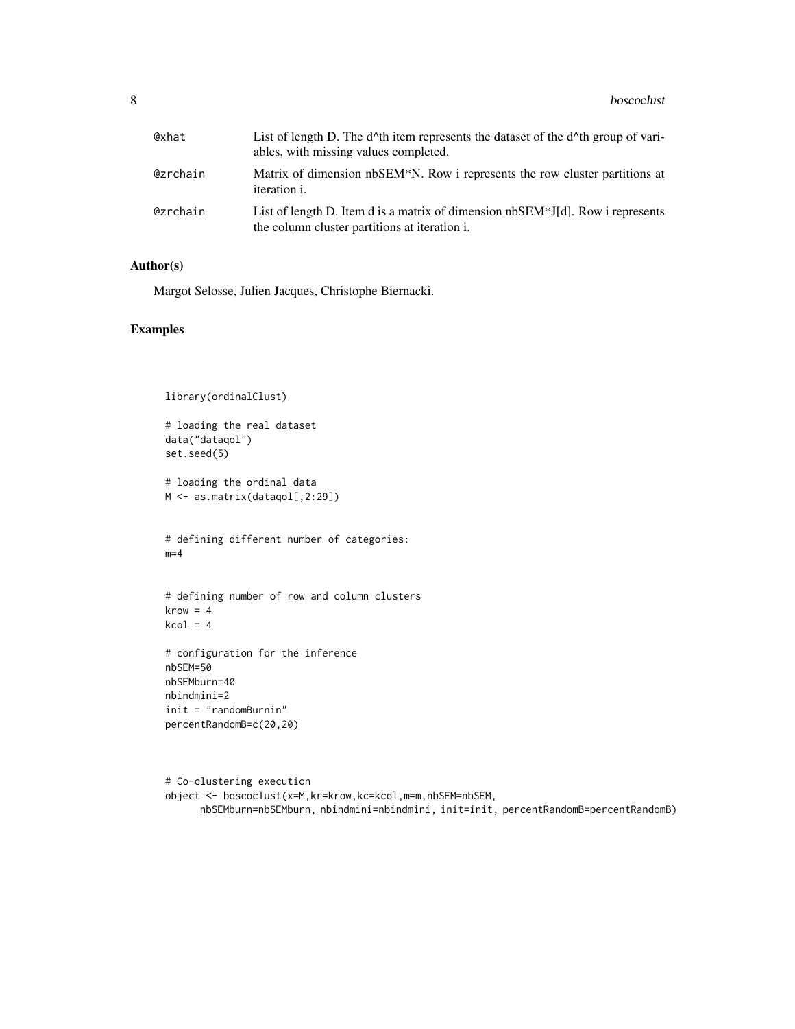| | |
|---|---|
| @xhat | List of length D. The d^th item represents the dataset of the d^th group of variables, with missing values completed. |
| @zrchain | Matrix of dimension nbSEM*N. Row i represents the row cluster partitions at iteration i. |
| @zrchain | List of length D. Item d is a matrix of dimension nbSEM*J[d]. Row i represents the column cluster partitions at iteration i. |

## Author(s)

Margot Selosse, Julien Jacques, Christophe Biernacki.

## Examples

```
library(ordinalClust)

# loading the real dataset
data("dataqol")
set.seed(5)

# loading the ordinal data
M <- as.matrix(dataqol[,2:29])


# defining different number of categories:
m=4


# defining number of row and column clusters
krow = 4
kcol = 4

# configuration for the inference
nbSEM=50
nbSEMburn=40
nbindmini=2
init = "randomBurnin"
percentRandomB=c(20,20)



# Co-clustering execution
object <- boscoclust(x=M,kr=krow,kc=kcol,m=m,nbSEM=nbSEM,
      nbSEMburn=nbSEMburn, nbindmini=nbindmini, init=init, percentRandomB=percentRandomB)
```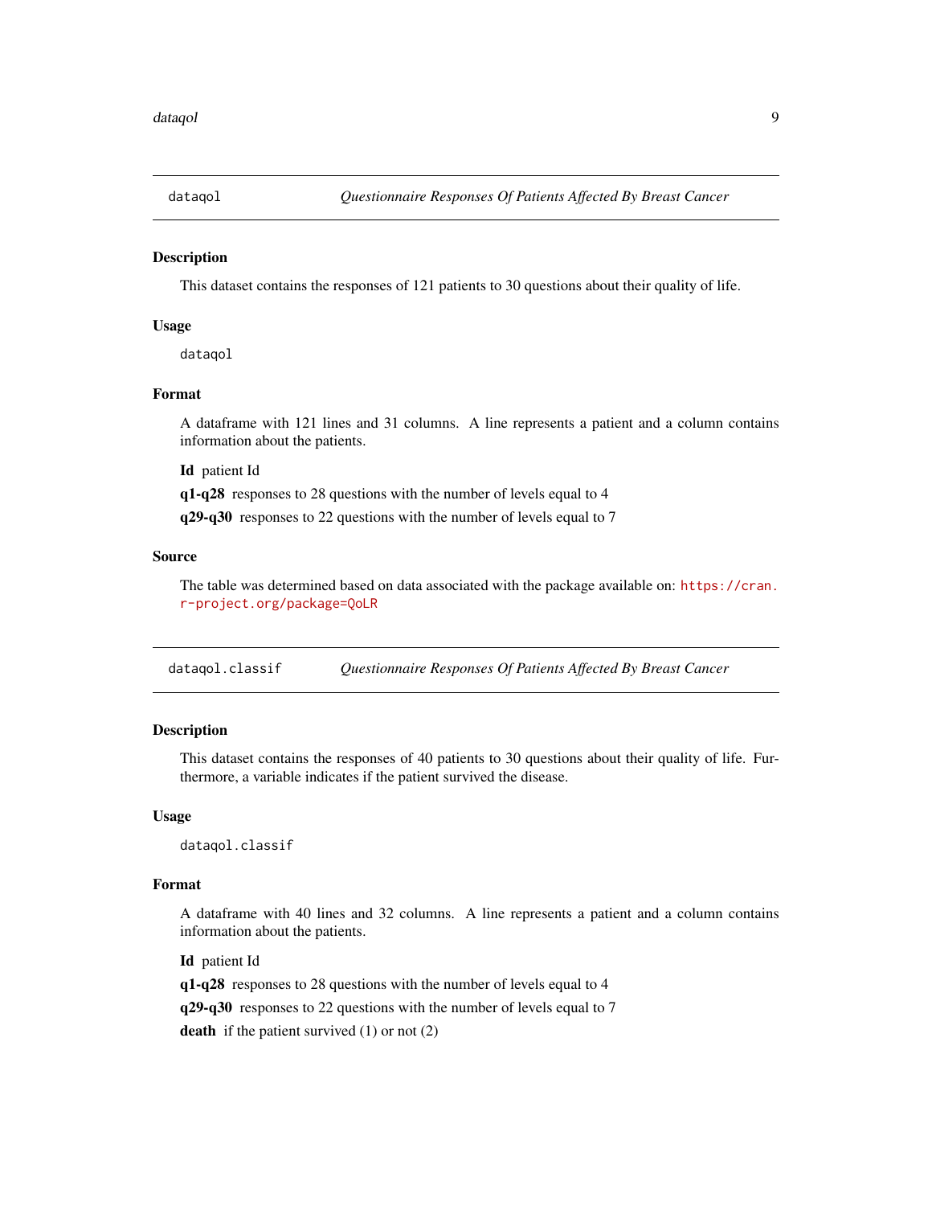## dataqol — *Questionnaire Responses Of Patients Affected By Breast Cancer*

### Description

This dataset contains the responses of 121 patients to 30 questions about their quality of life.

### Usage

```
dataqol
```

### Format

A dataframe with 121 lines and 31 columns. A line represents a patient and a column contains information about the patients.

**Id** patient Id

**q1-q28** responses to 28 questions with the number of levels equal to 4

**q29-q30** responses to 22 questions with the number of levels equal to 7

### Source

The table was determined based on data associated with the package available on: https://cran.r-project.org/package=QoLR

## dataqol.classif — *Questionnaire Responses Of Patients Affected By Breast Cancer*

### Description

This dataset contains the responses of 40 patients to 30 questions about their quality of life. Furthermore, a variable indicates if the patient survived the disease.

### Usage

```
dataqol.classif
```

### Format

A dataframe with 40 lines and 32 columns. A line represents a patient and a column contains information about the patients.

**Id** patient Id

**q1-q28** responses to 28 questions with the number of levels equal to 4

**q29-q30** responses to 22 questions with the number of levels equal to 7

**death** if the patient survived (1) or not (2)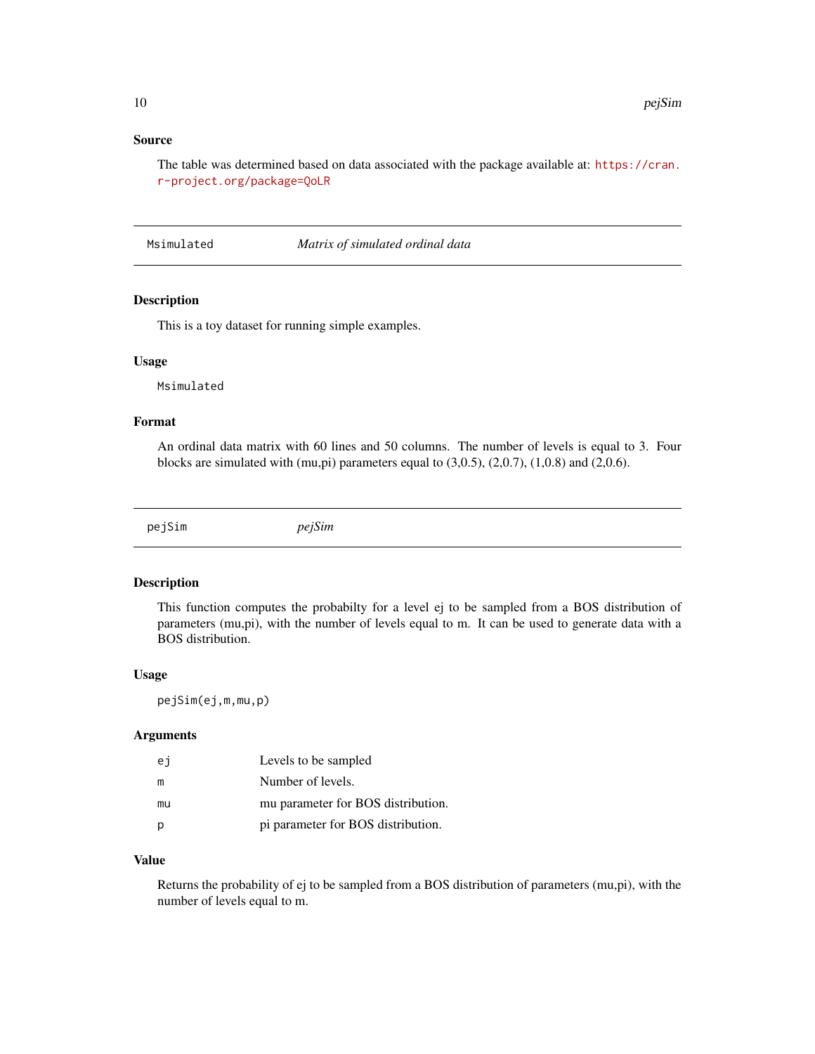### Source

The table was determined based on data associated with the package available at: https://cran.r-project.org/package=QoLR

---

## Msimulated — *Matrix of simulated ordinal data*

---

### Description

This is a toy dataset for running simple examples.

### Usage

```
Msimulated
```

### Format

An ordinal data matrix with 60 lines and 50 columns. The number of levels is equal to 3. Four blocks are simulated with (mu,pi) parameters equal to (3,0.5), (2,0.7), (1,0.8) and (2,0.6).

---

## pejSim — *pejSim*

---

### Description

This function computes the probabilty for a level ej to be sampled from a BOS distribution of parameters (mu,pi), with the number of levels equal to m. It can be used to generate data with a BOS distribution.

### Usage

```
pejSim(ej,m,mu,p)
```

### Arguments

| | |
|---|---|
| ej | Levels to be sampled |
| m | Number of levels. |
| mu | mu parameter for BOS distribution. |
| p | pi parameter for BOS distribution. |

### Value

Returns the probability of ej to be sampled from a BOS distribution of parameters (mu,pi), with the number of levels equal to m.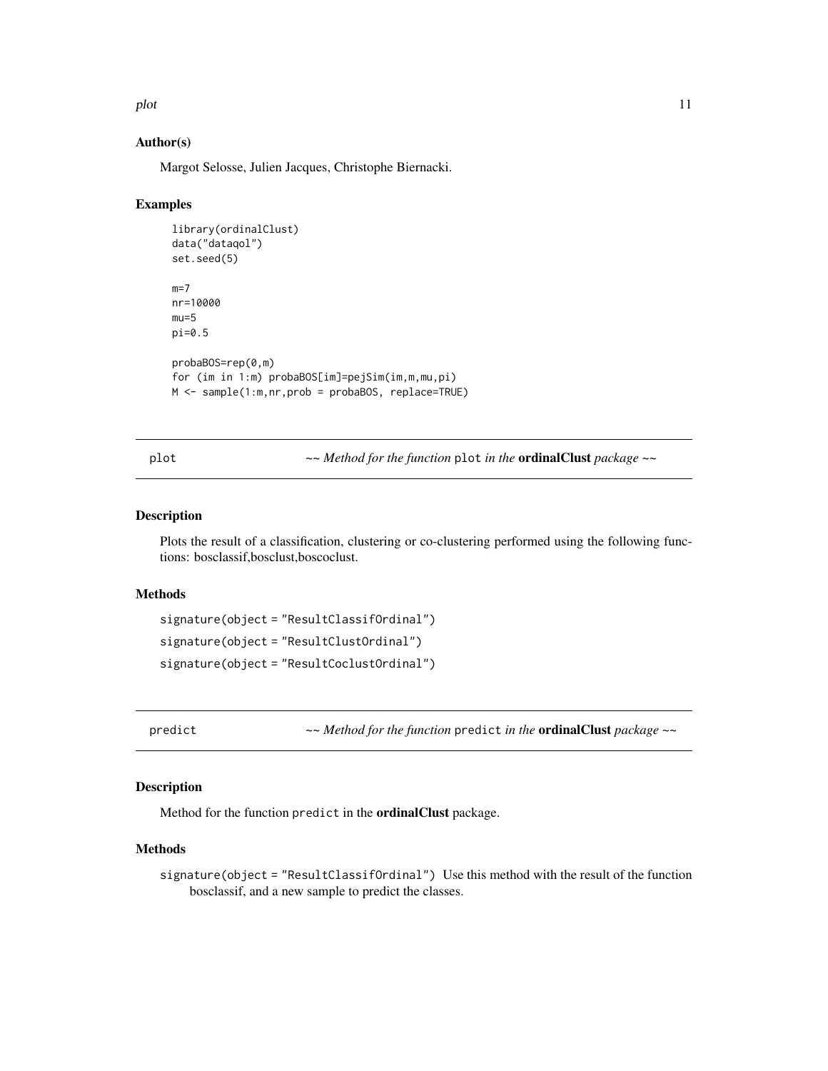### Author(s)

Margot Selosse, Julien Jacques, Christophe Biernacki.

### Examples

```
library(ordinalClust)
data("dataqol")
set.seed(5)

m=7
nr=10000
mu=5
pi=0.5

probaBOS=rep(0,m)
for (im in 1:m) probaBOS[im]=pejSim(im,m,mu,pi)
M <- sample(1:m,nr,prob = probaBOS, replace=TRUE)
```

---

## plot — ~~ *Method for the function* `plot` *in the* **ordinalClust** *package* ~~

### Description

Plots the result of a classification, clustering or co-clustering performed using the following functions: bosclassif,bosclust,boscoclust.

### Methods

`signature(object = "ResultClassifOrdinal")`

`signature(object = "ResultClustOrdinal")`

`signature(object = "ResultCoclustOrdinal")`

---

## predict — ~~ *Method for the function* `predict` *in the* **ordinalClust** *package* ~~

### Description

Method for the function `predict` in the **ordinalClust** package.

### Methods

`signature(object = "ResultClassifOrdinal")` Use this method with the result of the function bosclassif, and a new sample to predict the classes.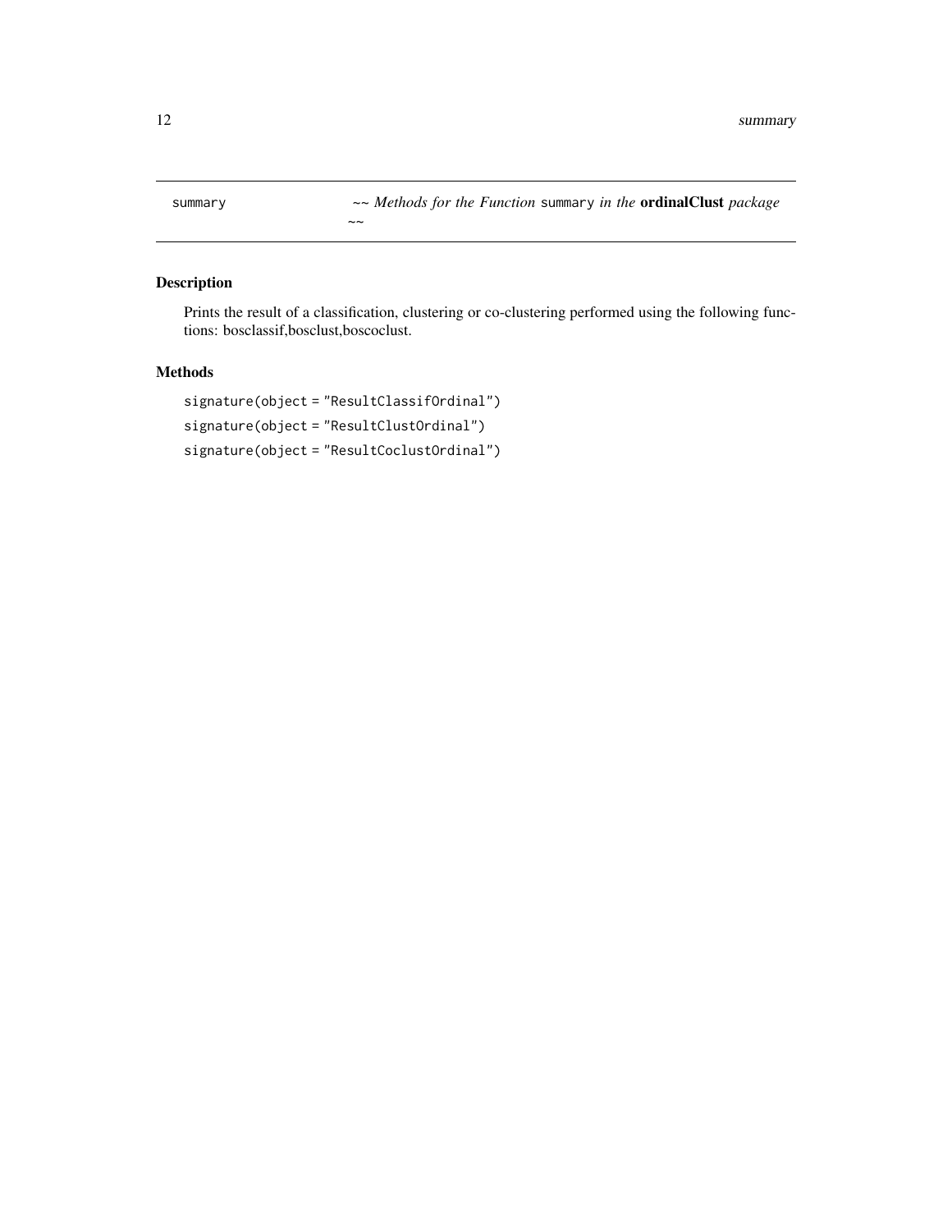# summary — *~~ Methods for the Function* `summary` *in the* **ordinalClust** *package ~~*

## Description

Prints the result of a classification, clustering or co-clustering performed using the following functions: bosclassif,bosclust,boscoclust.

## Methods

```
signature(object = "ResultClassifOrdinal")
signature(object = "ResultClustOrdinal")
signature(object = "ResultCoclustOrdinal")
```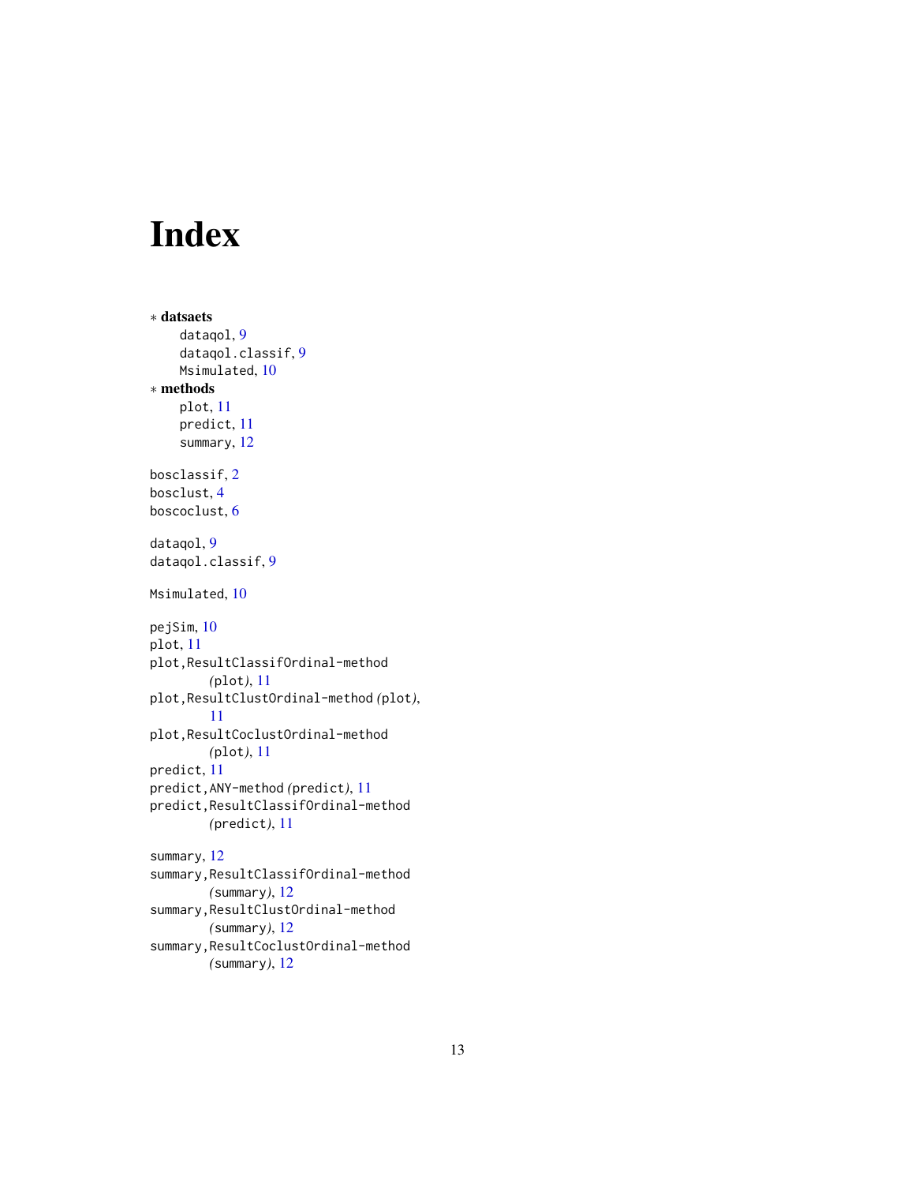# Index

∗ **datsaets**
  dataqol, 9
  dataqol.classif, 9
  Msimulated, 10

∗ **methods**
  plot, 11
  predict, 11
  summary, 12

bosclassif, 2
bosclust, 4
boscoclust, 6

dataqol, 9
dataqol.classif, 9

Msimulated, 10

pejSim, 10
plot, 11
plot,ResultClassifOrdinal-method (plot), 11
plot,ResultClustOrdinal-method (plot), 11
plot,ResultCoclustOrdinal-method (plot), 11
predict, 11
predict,ANY-method (predict), 11
predict,ResultClassifOrdinal-method (predict), 11

summary, 12
summary,ResultClassifOrdinal-method (summary), 12
summary,ResultClustOrdinal-method (summary), 12
summary,ResultCoclustOrdinal-method (summary), 12